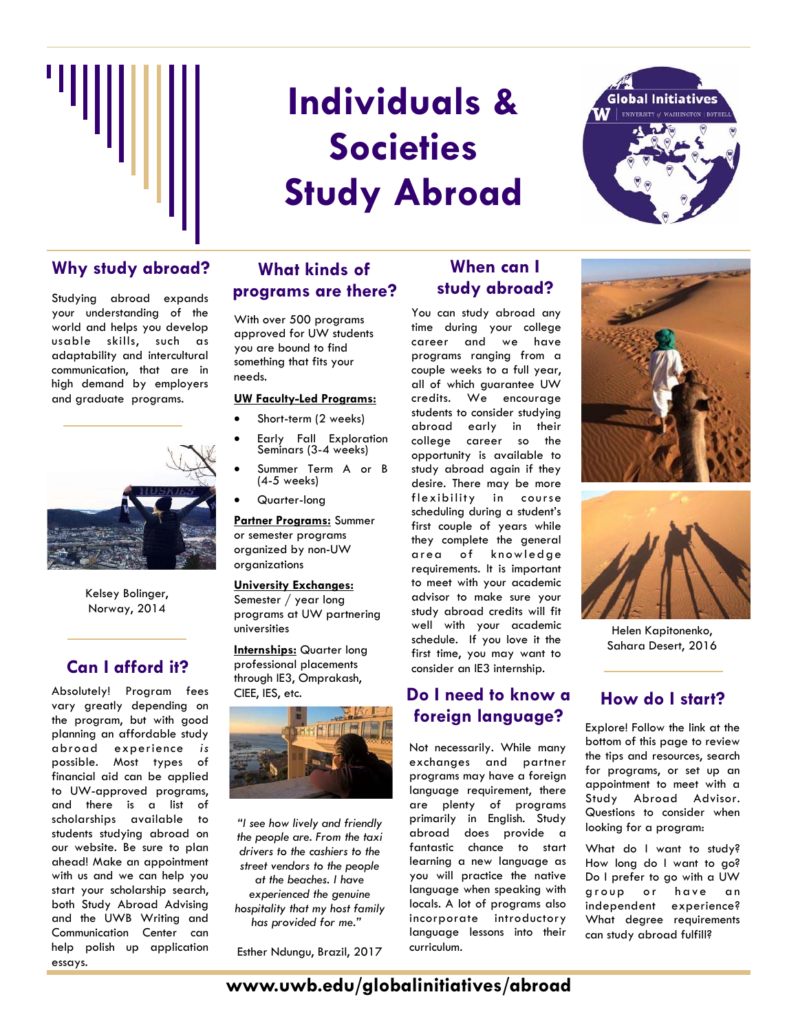# Individuals & Societies Study Abroad

Global Initiatives
UNIVERSITY of WASHINGTON | BOTHELL

## Why study abroad?

Studying abroad expands your understanding of the world and helps you develop usable skills, such as adaptability and intercultural communication, that are in high demand by employers and graduate programs.

Kelsey Bolinger, Norway, 2014

## Can I afford it?

Absolutely! Program fees vary greatly depending on the program, but with good planning an affordable study abroad experience *is* possible. Most types of financial aid can be applied to UW-approved programs, and there is a list of scholarships available to students studying abroad on our website. Be sure to plan ahead! Make an appointment with us and we can help you start your scholarship search, both Study Abroad Advising and the UWB Writing and Communication Center can help polish up application essays.

## What kinds of programs are there?

With over 500 programs approved for UW students you are bound to find something that fits your needs.

**UW Faculty-Led Programs:**

- Short-term (2 weeks)
- Early Fall Exploration Seminars (3-4 weeks)
- Summer Term A or B (4-5 weeks)
- Quarter-long

**Partner Programs:** Summer or semester programs organized by non-UW organizations

**University Exchanges:** Semester / year long programs at UW partnering universities

**Internships:** Quarter long professional placements through IE3, Omprakash, CIEE, IES, etc.

*"I see how lively and friendly the people are. From the taxi drivers to the cashiers to the street vendors to the people at the beaches. I have experienced the genuine hospitality that my host family has provided for me."*

Esther Ndungu, Brazil, 2017

## When can I study abroad?

You can study abroad any time during your college career and we have programs ranging from a couple weeks to a full year, all of which guarantee UW credits. We encourage students to consider studying abroad early in their college career so the opportunity is available to study abroad again if they desire. There may be more flexibility in course scheduling during a student's first couple of years while they complete the general area of knowledge requirements. It is important to meet with your academic advisor to make sure your study abroad credits will fit well with your academic schedule. If you love it the first time, you may want to consider an IE3 internship.

## Do I need to know a foreign language?

Not necessarily. While many exchanges and partner programs may have a foreign language requirement, there are plenty of programs primarily in English. Study abroad does provide a fantastic chance to start learning a new language as you will practice the native language when speaking with locals. A lot of programs also incorporate introductory language lessons into their curriculum.

Helen Kapitonenko, Sahara Desert, 2016

## How do I start?

Explore! Follow the link at the bottom of this page to review the tips and resources, search for programs, or set up an appointment to meet with a Study Abroad Advisor. Questions to consider when looking for a program:

What do I want to study? How long do I want to go? Do I prefer to go with a UW group or have an independent experience? What degree requirements can study abroad fulfill?

**www.uwb.edu/globalinitiatives/abroad**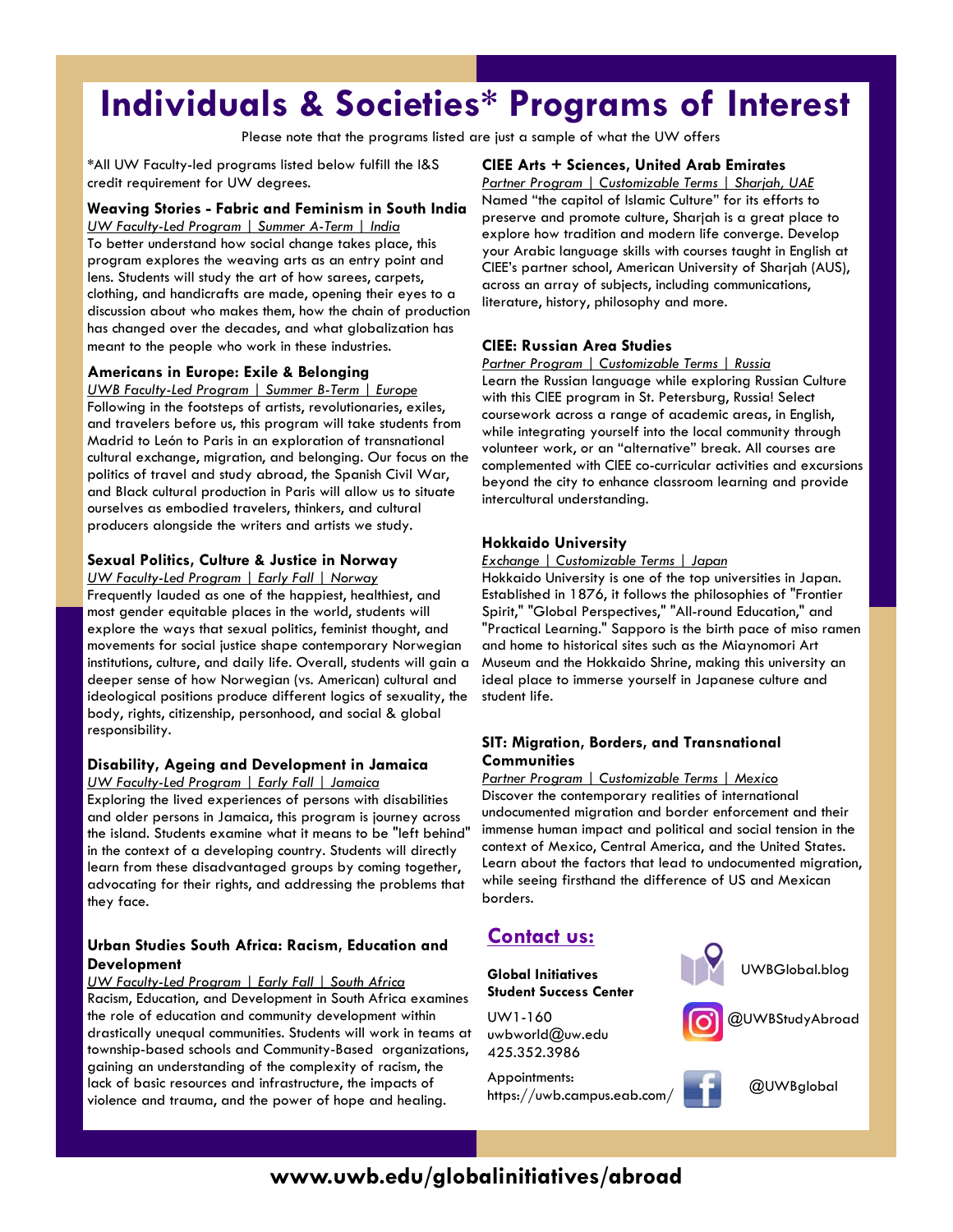# Individuals & Societies* Programs of Interest

Please note that the programs listed are just a sample of what the UW offers

*All UW Faculty-led programs listed below fulfill the I&S credit requirement for UW degrees.

### Weaving Stories - Fabric and Feminism in South India

*UW Faculty-Led Program | Summer A-Term | India*

To better understand how social change takes place, this program explores the weaving arts as an entry point and lens. Students will study the art of how sarees, carpets, clothing, and handicrafts are made, opening their eyes to a discussion about who makes them, how the chain of production has changed over the decades, and what globalization has meant to the people who work in these industries.

### Americans in Europe: Exile & Belonging

*UWB Faculty-Led Program | Summer B-Term | Europe*

Following in the footsteps of artists, revolutionaries, exiles, and travelers before us, this program will take students from Madrid to León to Paris in an exploration of transnational cultural exchange, migration, and belonging. Our focus on the politics of travel and study abroad, the Spanish Civil War, and Black cultural production in Paris will allow us to situate ourselves as embodied travelers, thinkers, and cultural producers alongside the writers and artists we study.

### Sexual Politics, Culture & Justice in Norway

*UW Faculty-Led Program | Early Fall | Norway*

Frequently lauded as one of the happiest, healthiest, and most gender equitable places in the world, students will explore the ways that sexual politics, feminist thought, and movements for social justice shape contemporary Norwegian institutions, culture, and daily life. Overall, students will gain a deeper sense of how Norwegian (vs. American) cultural and ideological positions produce different logics of sexuality, the body, rights, citizenship, personhood, and social & global responsibility.

### Disability, Ageing and Development in Jamaica

*UW Faculty-Led Program | Early Fall | Jamaica*

Exploring the lived experiences of persons with disabilities and older persons in Jamaica, this program is journey across the island. Students examine what it means to be "left behind" in the context of a developing country. Students will directly learn from these disadvantaged groups by coming together, advocating for their rights, and addressing the problems that they face.

### Urban Studies South Africa: Racism, Education and Development

*UW Faculty-Led Program | Early Fall | South Africa*

Racism, Education, and Development in South Africa examines the role of education and community development within drastically unequal communities. Students will work in teams at township-based schools and Community-Based organizations, gaining an understanding of the complexity of racism, the lack of basic resources and infrastructure, the impacts of violence and trauma, and the power of hope and healing.

### CIEE Arts + Sciences, United Arab Emirates

*Partner Program | Customizable Terms | Sharjah, UAE*

Named "the capitol of Islamic Culture" for its efforts to preserve and promote culture, Sharjah is a great place to explore how tradition and modern life converge. Develop your Arabic language skills with courses taught in English at CIEE's partner school, American University of Sharjah (AUS), across an array of subjects, including communications, literature, history, philosophy and more.

### CIEE: Russian Area Studies

*Partner Program | Customizable Terms | Russia*

Learn the Russian language while exploring Russian Culture with this CIEE program in St. Petersburg, Russia! Select coursework across a range of academic areas, in English, while integrating yourself into the local community through volunteer work, or an "alternative" break. All courses are complemented with CIEE co-curricular activities and excursions beyond the city to enhance classroom learning and provide intercultural understanding.

### Hokkaido University

*Exchange | Customizable Terms | Japan*

Hokkaido University is one of the top universities in Japan. Established in 1876, it follows the philosophies of "Frontier Spirit," "Global Perspectives," "All-round Education," and "Practical Learning." Sapporo is the birth pace of miso ramen and home to historical sites such as the Miaynomori Art Museum and the Hokkaido Shrine, making this university an ideal place to immerse yourself in Japanese culture and student life.

### SIT: Migration, Borders, and Transnational Communities

*Partner Program | Customizable Terms | Mexico*

Discover the contemporary realities of international undocumented migration and border enforcement and their immense human impact and political and social tension in the context of Mexico, Central America, and the United States. Learn about the factors that lead to undocumented migration, while seeing firsthand the difference of US and Mexican borders.

## Contact us:

**Global Initiatives**
**Student Success Center**

UW1-160
uwbworld@uw.edu
425.352.3986

Appointments:
https://uwb.campus.eab.com/

UWBGlobal.blog

@UWBStudyAbroad

@UWBglobal

**www.uwb.edu/globalinitiatives/abroad**